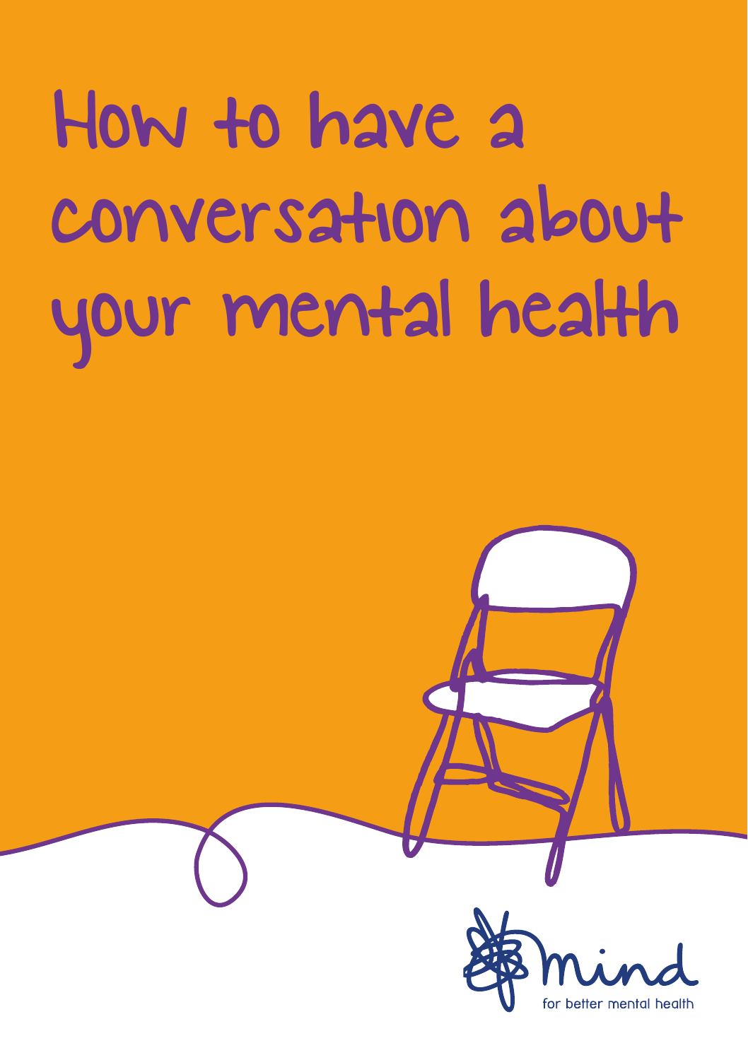# How to have a conversation about your mental health

mind

for better mental health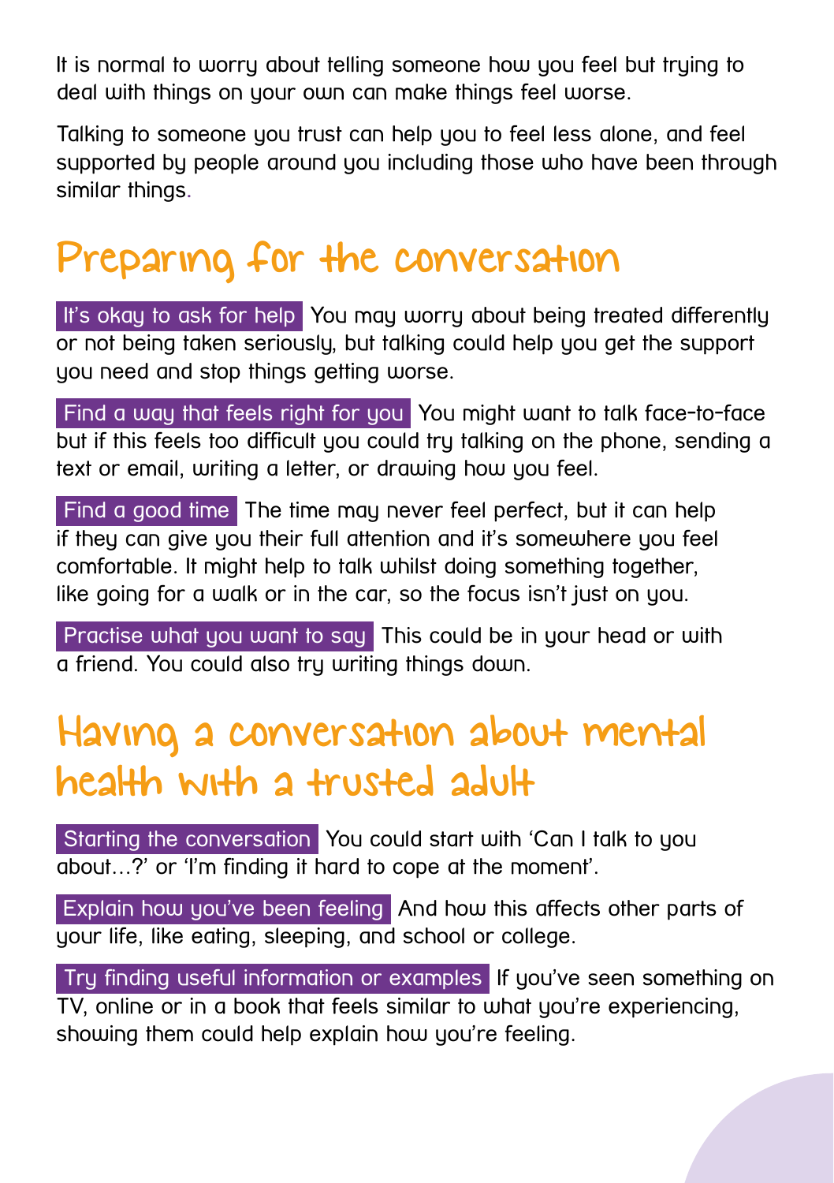It is normal to worry about telling someone how you feel but trying to deal with things on your own can make things feel worse.

Talking to someone you trust can help you to feel less alone, and feel supported by people around you including those who have been through similar things.

## Preparing for the conversation

**It's okay to ask for help** You may worry about being treated differently or not being taken seriously, but talking could help you get the support you need and stop things getting worse.

**Find a way that feels right for you** You might want to talk face-to-face but if this feels too difficult you could try talking on the phone, sending a text or email, writing a letter, or drawing how you feel.

**Find a good time** The time may never feel perfect, but it can help if they can give you their full attention and it's somewhere you feel comfortable. It might help to talk whilst doing something together, like going for a walk or in the car, so the focus isn't just on you.

**Practise what you want to say** This could be in your head or with a friend. You could also try writing things down.

## Having a conversation about mental health with a trusted adult

**Starting the conversation** You could start with 'Can I talk to you about...?' or 'I'm finding it hard to cope at the moment'.

**Explain how you've been feeling** And how this affects other parts of your life, like eating, sleeping, and school or college.

**Try finding useful information or examples** If you've seen something on TV, online or in a book that feels similar to what you're experiencing, showing them could help explain how you're feeling.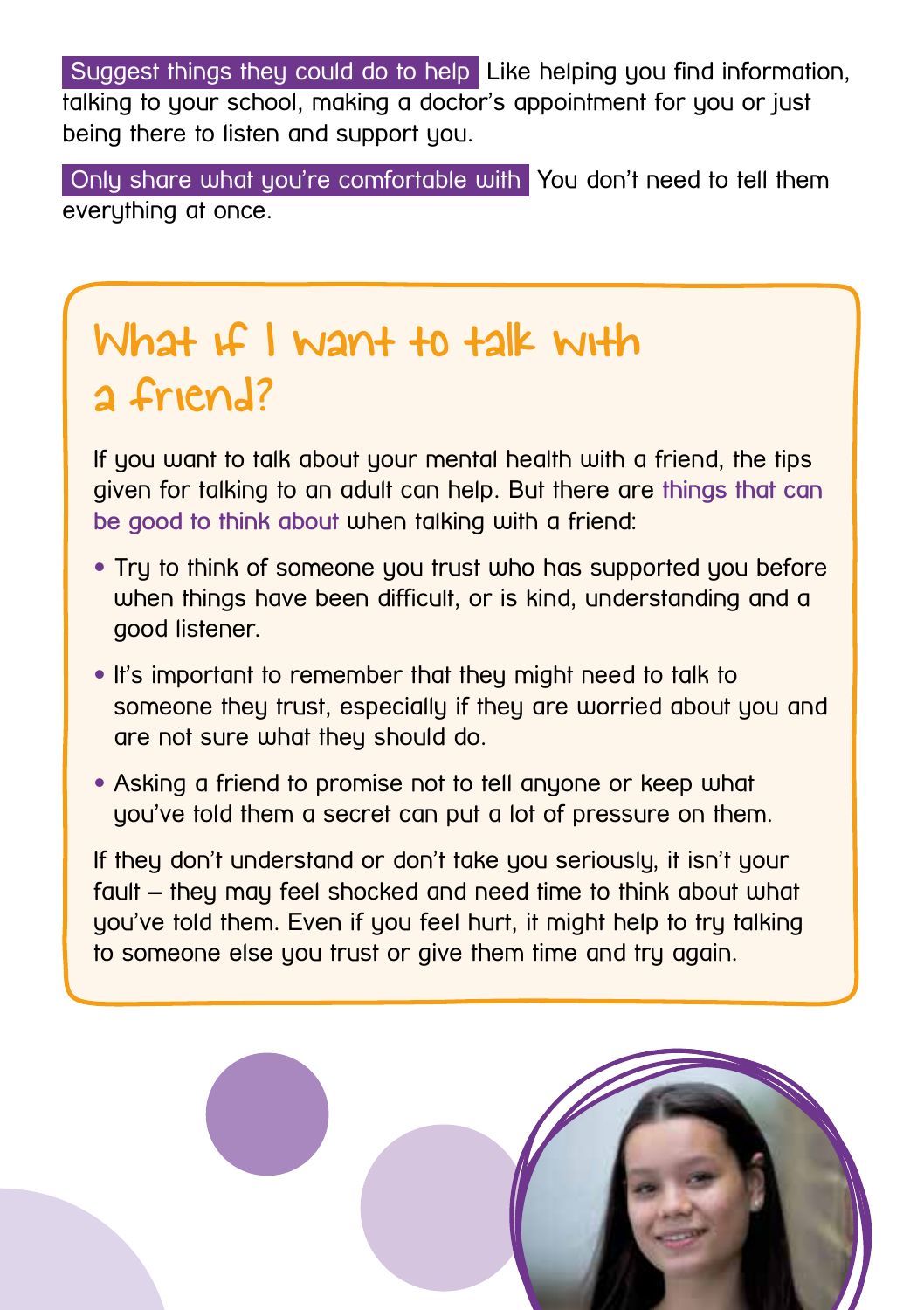**Suggest things they could do to help** Like helping you find information, talking to your school, making a doctor's appointment for you or just being there to listen and support you.

**Only share what you're comfortable with** You don't need to tell them everything at once.

## What if I want to talk with a friend?

If you want to talk about your mental health with a friend, the tips given for talking to an adult can help. But there are things that can be good to think about when talking with a friend:

- Try to think of someone you trust who has supported you before when things have been difficult, or is kind, understanding and a good listener.
- It's important to remember that they might need to talk to someone they trust, especially if they are worried about you and are not sure what they should do.
- Asking a friend to promise not to tell anyone or keep what you've told them a secret can put a lot of pressure on them.

If they don't understand or don't take you seriously, it isn't your fault – they may feel shocked and need time to think about what you've told them. Even if you feel hurt, it might help to try talking to someone else you trust or give them time and try again.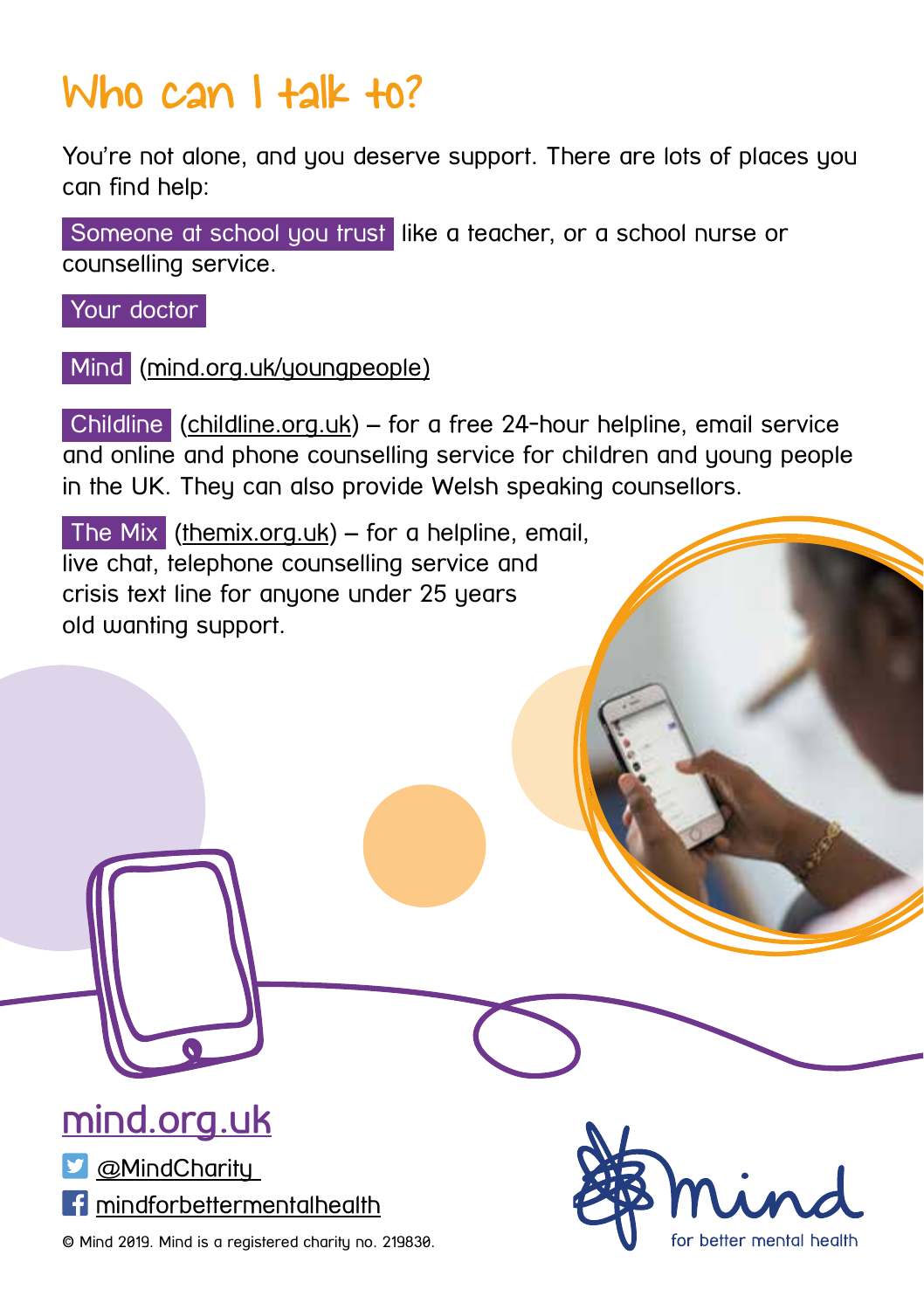# Who can I talk to?

You're not alone, and you deserve support. There are lots of places you can find help:

**Someone at school you trust** like a teacher, or a school nurse or counselling service.

**Your doctor**

**Mind** (mind.org.uk/youngpeople)

**Childline** (childline.org.uk) – for a free 24-hour helpline, email service and online and phone counselling service for children and young people in the UK. They can also provide Welsh speaking counsellors.

**The Mix** (themix.org.uk) – for a helpline, email, live chat, telephone counselling service and crisis text line for anyone under 25 years old wanting support.

## mind.org.uk

@MindCharity

mindforbettermentalhealth

© Mind 2019. Mind is a registered charity no. 219830.

mind
for better mental health